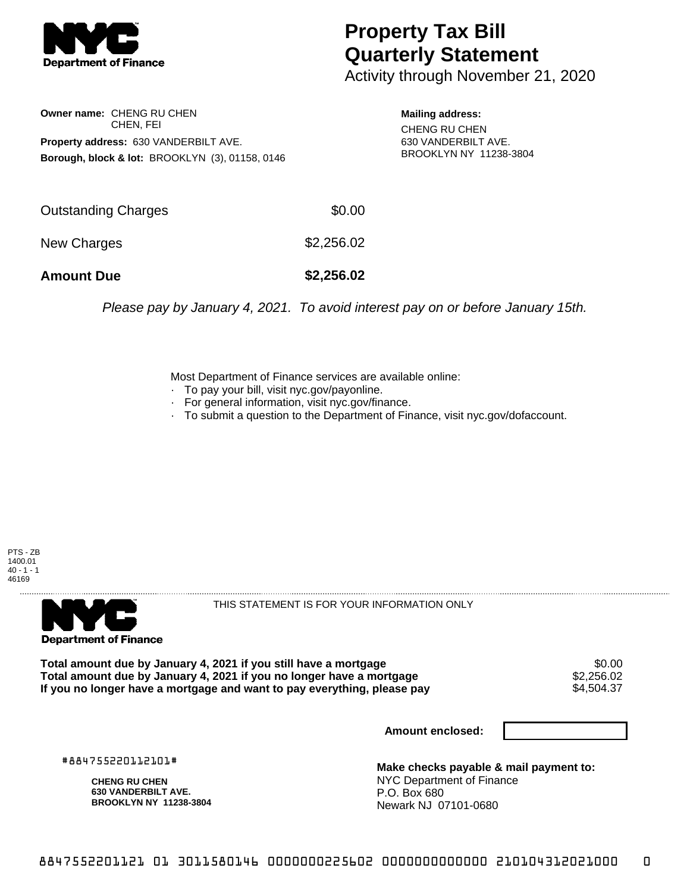# Property Tax Bill Quarterly Statement

Activity through November 21, 2020

**Owner name:** CHENG RU CHEN
CHEN, FEI

**Property address:** 630 VANDERBILT AVE.

**Borough, block & lot:** BROOKLYN (3), 01158, 0146

**Mailing address:**
CHENG RU CHEN
630 VANDERBILT AVE.
BROOKLYN NY 11238-3804

| | |
|---|---|
| Outstanding Charges | $0.00 |
| New Charges | $2,256.02 |
| **Amount Due** | **$2,256.02** |

*Please pay by January 4, 2021. To avoid interest pay on or before January 15th.*

Most Department of Finance services are available online:

- To pay your bill, visit nyc.gov/payonline.
- For general information, visit nyc.gov/finance.
- To submit a question to the Department of Finance, visit nyc.gov/dofaccount.

PTS - ZB
1400.01
40 - 1 - 1
46169

THIS STATEMENT IS FOR YOUR INFORMATION ONLY

| | |
|---|---|
| **Total amount due by January 4, 2021 if you still have a mortgage** | $0.00 |
| **Total amount due by January 4, 2021 if you no longer have a mortgage** | $2,256.02 |
| **If you no longer have a mortgage and want to pay everything, please pay** | $4,504.37 |

**Amount enclosed:**

#884755220112101#

**CHENG RU CHEN**
**630 VANDERBILT AVE.**
**BROOKLYN NY 11238-3804**

**Make checks payable & mail payment to:**
NYC Department of Finance
P.O. Box 680
Newark NJ 07101-0680

8847552201121 01 3011580146 0000000225602 0000000000000 210104312021000 0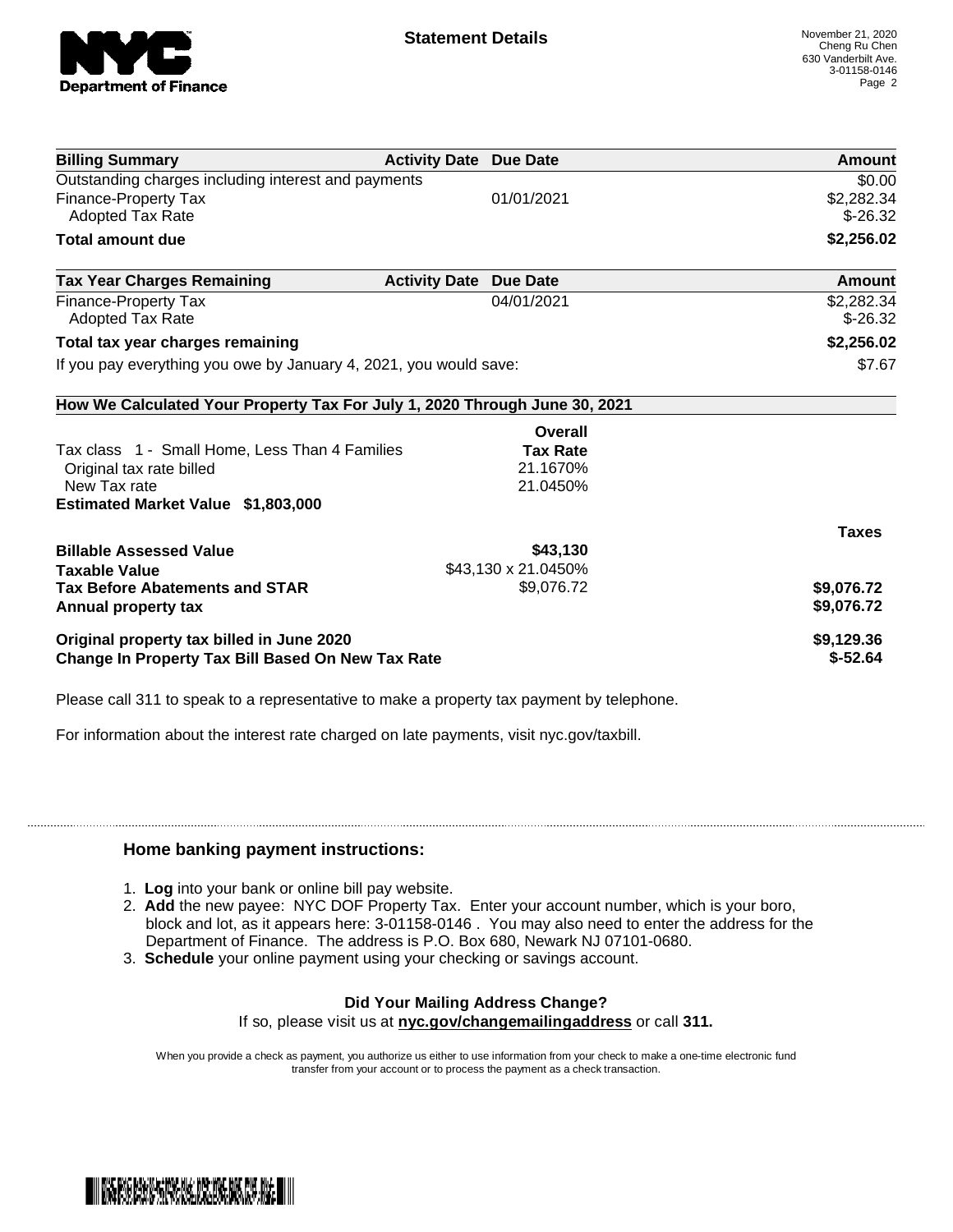**Statement Details**

November 21, 2020
Cheng Ru Chen
630 Vanderbilt Ave.
3-01158-0146

| Billing Summary | Activity Date | Due Date | Amount |
|---|---|---|---|
| Outstanding charges including interest and payments | | | $0.00 |
| Finance-Property Tax | | 01/01/2021 | $2,282.34 |
| Adopted Tax Rate | | | $-26.32 |
| **Total amount due** | | | **$2,256.02** |

| Tax Year Charges Remaining | Activity Date | Due Date | Amount |
|---|---|---|---|
| Finance-Property Tax | | 04/01/2021 | $2,282.34 |
| Adopted Tax Rate | | | $-26.32 |
| **Total tax year charges remaining** | | | **$2,256.02** |
| If you pay everything you owe by January 4, 2021, you would save: | | | $7.67 |

**How We Calculated Your Property Tax For July 1, 2020 Through June 30, 2021**

| | Overall Tax Rate | |
|---|---|---|
| Tax class 1 - Small Home, Less Than 4 Families | | |
| Original tax rate billed | 21.1670% | |
| New Tax rate | 21.0450% | |
| **Estimated Market Value $1,803,000** | | |

| | | Taxes |
|---|---|---|
| **Billable Assessed Value** | **$43,130** | |
| **Taxable Value** | $43,130 x 21.0450% | |
| **Tax Before Abatements and STAR** | $9,076.72 | **$9,076.72** |
| **Annual property tax** | | **$9,076.72** |
| **Original property tax billed in June 2020** | | **$9,129.36** |
| **Change In Property Tax Bill Based On New Tax Rate** | | **$-52.64** |

Please call 311 to speak to a representative to make a property tax payment by telephone.

For information about the interest rate charged on late payments, visit nyc.gov/taxbill.

## Home banking payment instructions:

1. **Log** into your bank or online bill pay website.
2. **Add** the new payee: NYC DOF Property Tax. Enter your account number, which is your boro, block and lot, as it appears here: 3-01158-0146 . You may also need to enter the address for the Department of Finance. The address is P.O. Box 680, Newark NJ 07101-0680.
3. **Schedule** your online payment using your checking or savings account.

**Did Your Mailing Address Change?**

If so, please visit us at **nyc.gov/changemailingaddress** or call **311.**

When you provide a check as payment, you authorize us either to use information from your check to make a one-time electronic fund transfer from your account or to process the payment as a check transaction.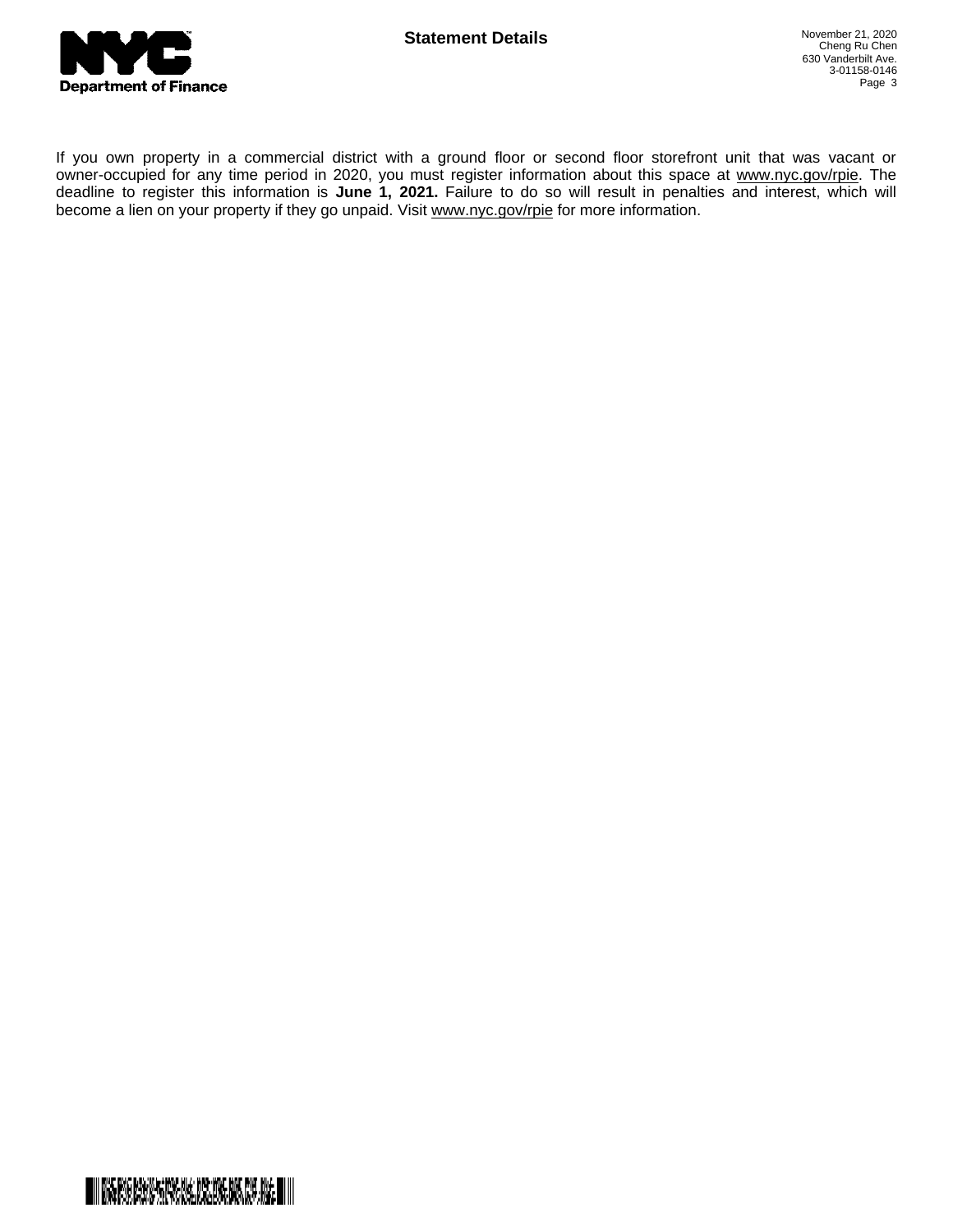If you own property in a commercial district with a ground floor or second floor storefront unit that was vacant or owner-occupied for any time period in 2020, you must register information about this space at www.nyc.gov/rpie. The deadline to register this information is **June 1, 2021.** Failure to do so will result in penalties and interest, which will become a lien on your property if they go unpaid. Visit www.nyc.gov/rpie for more information.